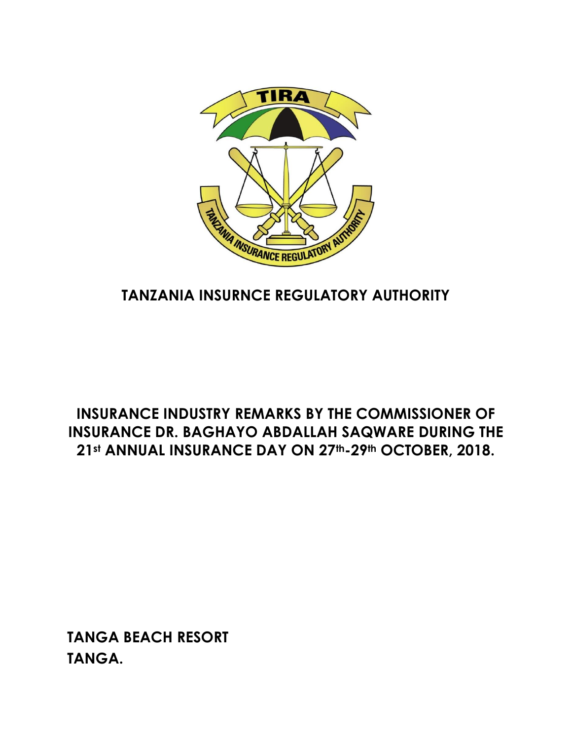# TANZANIA INSURNCE REGULATORY AUTHORITY

## INSURANCE INDUSTRY REMARKS BY THE COMMISSIONER OF INSURANCE DR. BAGHAYO ABDALLAH SAQWARE DURING THE 21st ANNUAL INSURANCE DAY ON 27th-29th OCTOBER, 2018.

**TANGA BEACH RESORT**
**TANGA.**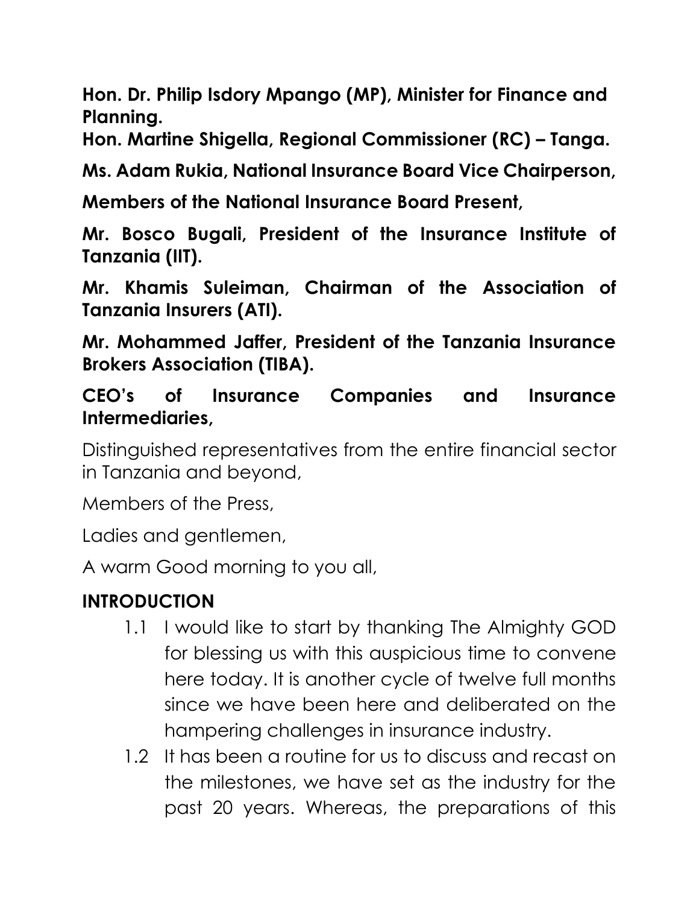**Hon. Dr. Philip Isdory Mpango (MP), Minister for Finance and Planning.**

**Hon. Martine Shigella, Regional Commissioner (RC) – Tanga.**

**Ms. Adam Rukia, National Insurance Board Vice Chairperson,**

**Members of the National Insurance Board Present,**

**Mr. Bosco Bugali, President of the Insurance Institute of Tanzania (IIT).**

**Mr. Khamis Suleiman, Chairman of the Association of Tanzania Insurers (ATI).**

**Mr. Mohammed Jaffer, President of the Tanzania Insurance Brokers Association (TIBA).**

**CEO's of Insurance Companies and Insurance Intermediaries,**

Distinguished representatives from the entire financial sector in Tanzania and beyond,

Members of the Press,

Ladies and gentlemen,

A warm Good morning to you all,

## INTRODUCTION

1.1 I would like to start by thanking The Almighty GOD for blessing us with this auspicious time to convene here today. It is another cycle of twelve full months since we have been here and deliberated on the hampering challenges in insurance industry.

1.2 It has been a routine for us to discuss and recast on the milestones, we have set as the industry for the past 20 years. Whereas, the preparations of this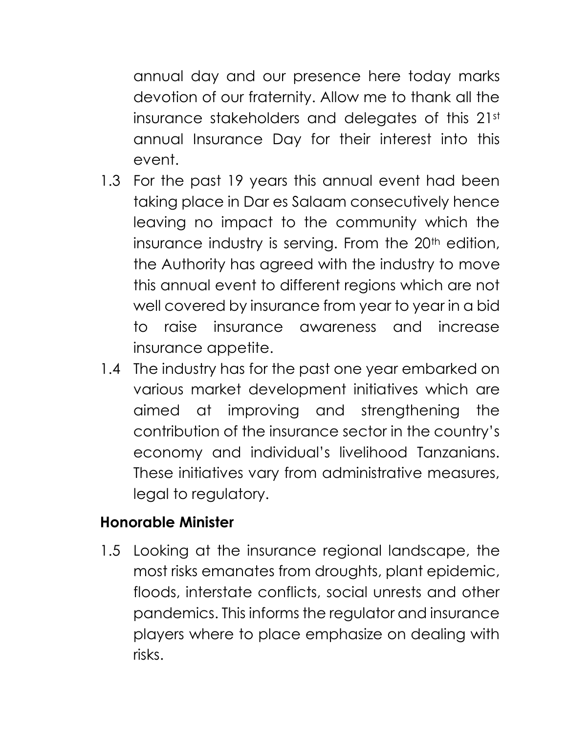annual day and our presence here today marks devotion of our fraternity. Allow me to thank all the insurance stakeholders and delegates of this 21st annual Insurance Day for their interest into this event.

1.3 For the past 19 years this annual event had been taking place in Dar es Salaam consecutively hence leaving no impact to the community which the insurance industry is serving. From the 20th edition, the Authority has agreed with the industry to move this annual event to different regions which are not well covered by insurance from year to year in a bid to raise insurance awareness and increase insurance appetite.

1.4 The industry has for the past one year embarked on various market development initiatives which are aimed at improving and strengthening the contribution of the insurance sector in the country's economy and individual's livelihood Tanzanians. These initiatives vary from administrative measures, legal to regulatory.

**Honorable Minister**

1.5 Looking at the insurance regional landscape, the most risks emanates from droughts, plant epidemic, floods, interstate conflicts, social unrests and other pandemics. This informs the regulator and insurance players where to place emphasize on dealing with risks.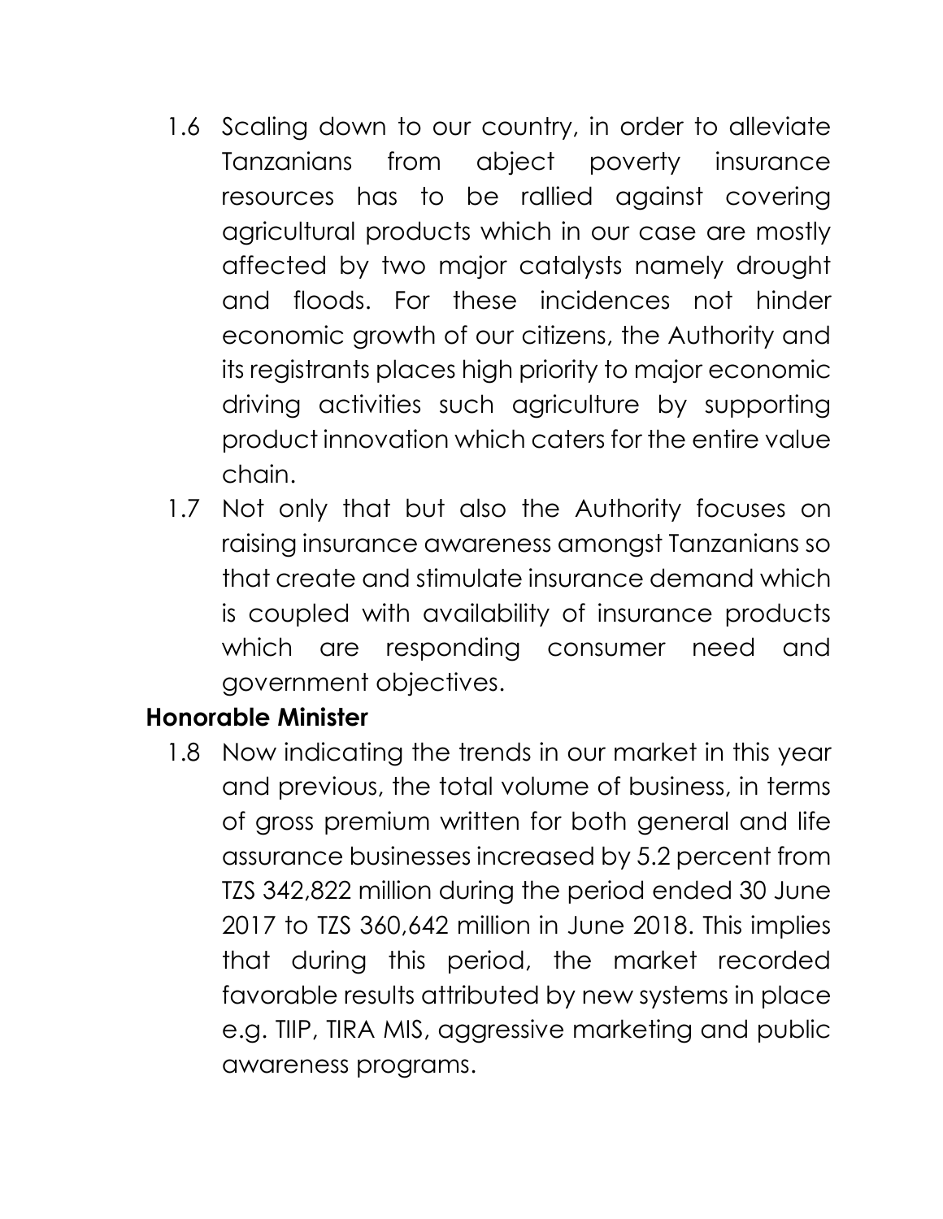1.6 Scaling down to our country, in order to alleviate Tanzanians from abject poverty insurance resources has to be rallied against covering agricultural products which in our case are mostly affected by two major catalysts namely drought and floods. For these incidences not hinder economic growth of our citizens, the Authority and its registrants places high priority to major economic driving activities such agriculture by supporting product innovation which caters for the entire value chain.

1.7 Not only that but also the Authority focuses on raising insurance awareness amongst Tanzanians so that create and stimulate insurance demand which is coupled with availability of insurance products which are responding consumer need and government objectives.

**Honorable Minister**

1.8 Now indicating the trends in our market in this year and previous, the total volume of business, in terms of gross premium written for both general and life assurance businesses increased by 5.2 percent from TZS 342,822 million during the period ended 30 June 2017 to TZS 360,642 million in June 2018. This implies that during this period, the market recorded favorable results attributed by new systems in place e.g. TIIP, TIRA MIS, aggressive marketing and public awareness programs.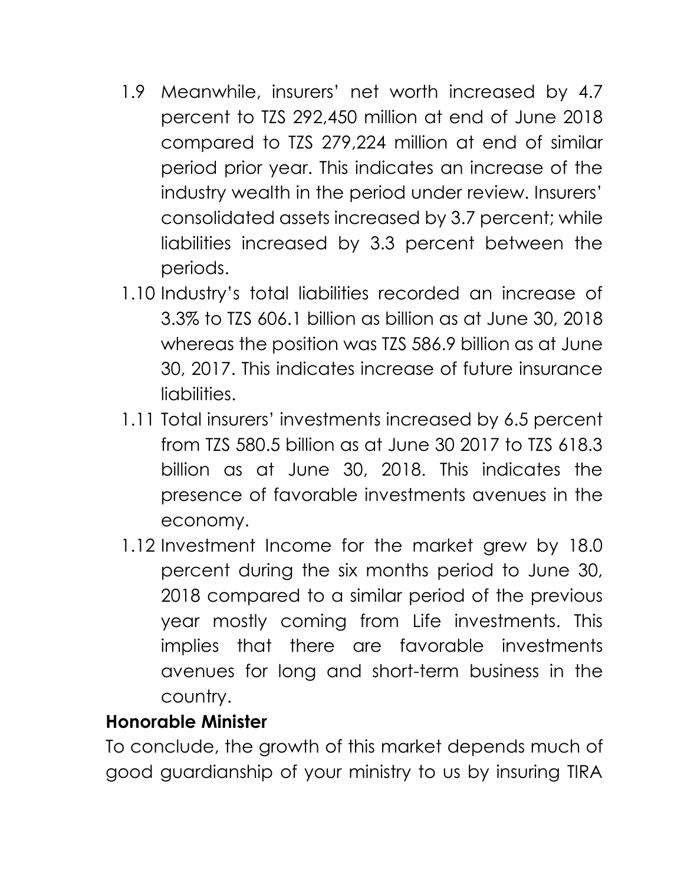1.9 Meanwhile, insurers' net worth increased by 4.7 percent to TZS 292,450 million at end of June 2018 compared to TZS 279,224 million at end of similar period prior year. This indicates an increase of the industry wealth in the period under review. Insurers' consolidated assets increased by 3.7 percent; while liabilities increased by 3.3 percent between the periods.

1.10 Industry's total liabilities recorded an increase of 3.3% to TZS 606.1 billion as billion as at June 30, 2018 whereas the position was TZS 586.9 billion as at June 30, 2017. This indicates increase of future insurance liabilities.

1.11 Total insurers' investments increased by 6.5 percent from TZS 580.5 billion as at June 30 2017 to TZS 618.3 billion as at June 30, 2018. This indicates the presence of favorable investments avenues in the economy.

1.12 Investment Income for the market grew by 18.0 percent during the six months period to June 30, 2018 compared to a similar period of the previous year mostly coming from Life investments. This implies that there are favorable investments avenues for long and short-term business in the country.

**Honorable Minister**

To conclude, the growth of this market depends much of good guardianship of your ministry to us by insuring TIRA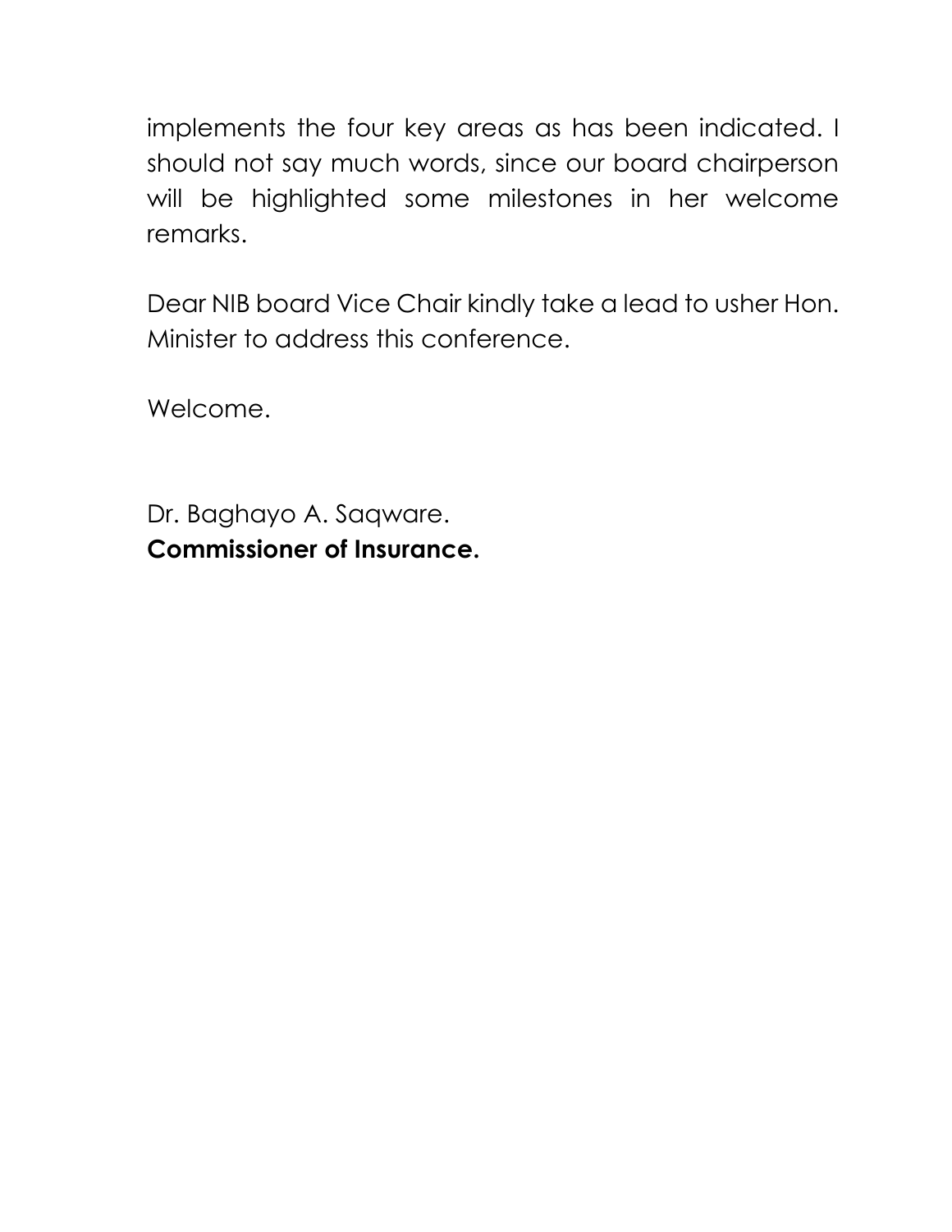implements the four key areas as has been indicated. I should not say much words, since our board chairperson will be highlighted some milestones in her welcome remarks.

Dear NIB board Vice Chair kindly take a lead to usher Hon. Minister to address this conference.

Welcome.

Dr. Baghayo A. Saqware.
**Commissioner of Insurance.**